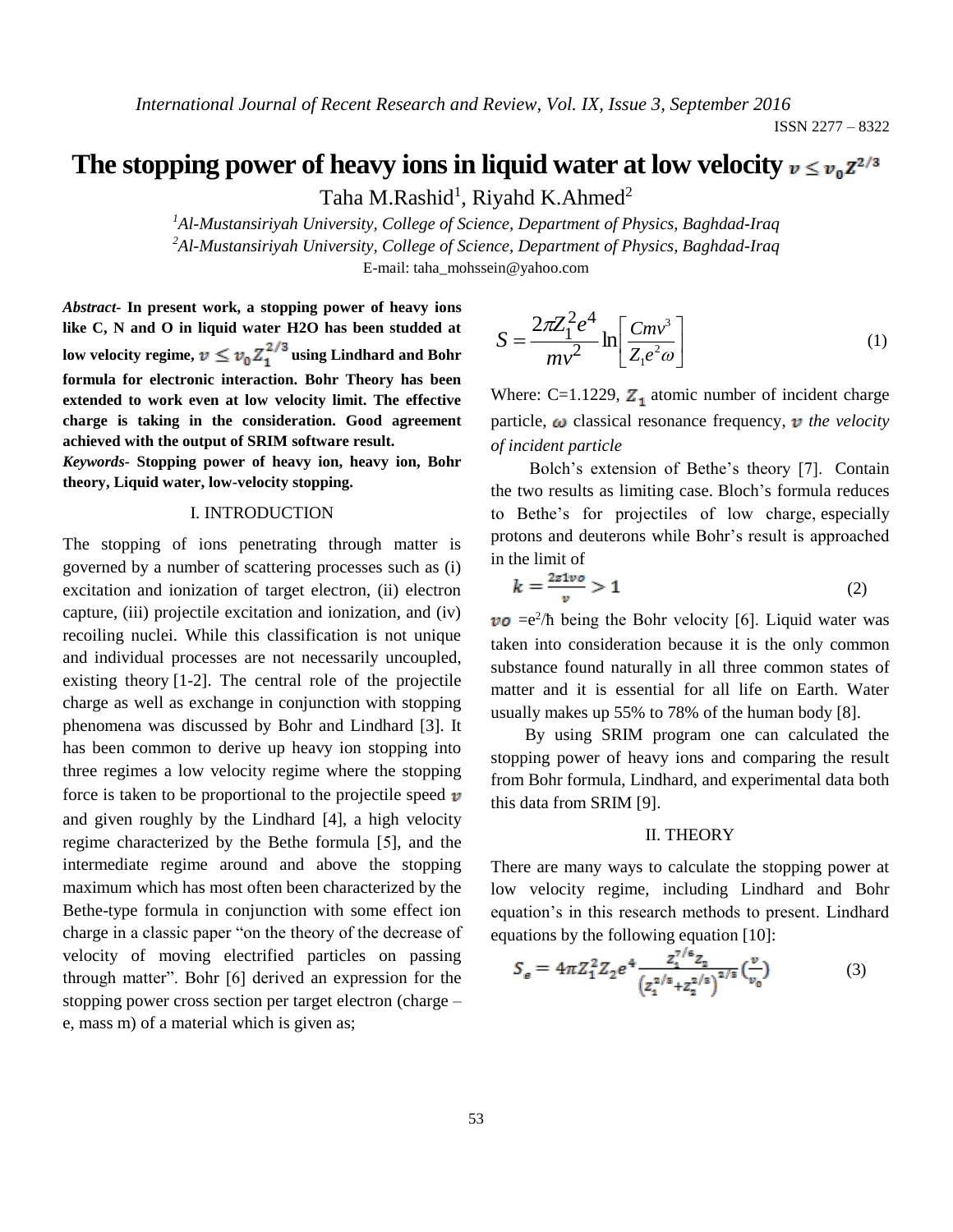# The stopping power of heavy ions in liquid water at low velocity $v \le v_0 Z^{2/3}$

Taha M.Rashid[1], Riyahd K.Ahmed[2]

[1]*Al-Mustansiriyah University, College of Science, Department of Physics, Baghdad-Iraq*

[2]*Al-Mustansiriyah University, College of Science, Department of Physics, Baghdad-Iraq*

E-mail: taha_mohssein@yahoo.com

***Abstract*- In present work, a stopping power of heavy ions like C, N and O in liquid water H2O has been studded at low velocity regime, $v \le v_0 Z_1^{2/3}$ using Lindhard and Bohr formula for electronic interaction. Bohr Theory has been extended to work even at low velocity limit. The effective charge is taking in the consideration. Good agreement achieved with the output of SRIM software result.**

***Keywords*- Stopping power of heavy ion, heavy ion, Bohr theory, Liquid water, low-velocity stopping.**

## I. INTRODUCTION

The stopping of ions penetrating through matter is governed by a number of scattering processes such as (i) excitation and ionization of target electron, (ii) electron capture, (iii) projectile excitation and ionization, and (iv) recoiling nuclei. While this classification is not unique and individual processes are not necessarily uncoupled, existing theory [1-2]. The central role of the projectile charge as well as exchange in conjunction with stopping phenomena was discussed by Bohr and Lindhard [3]. It has been common to derive up heavy ion stopping into three regimes a low velocity regime where the stopping force is taken to be proportional to the projectile speed $v$ and given roughly by the Lindhard [4], a high velocity regime characterized by the Bethe formula [5], and the intermediate regime around and above the stopping maximum which has most often been characterized by the Bethe-type formula in conjunction with some effect ion charge in a classic paper "on the theory of the decrease of velocity of moving electrified particles on passing through matter". Bohr [6] derived an expression for the stopping power cross section per target electron (charge – e, mass m) of a material which is given as;

$$S = \frac{2\pi Z_1^2 e^4}{mv^2} \ln\left[\frac{Cmv^3}{Z_1 e^2 \omega}\right] \qquad (1)$$

Where: C=1.1229, $Z_1$ atomic number of incident charge particle, $\omega$ classical resonance frequency, $v$ *the velocity of incident particle*

Bolch's extension of Bethe's theory [7]. Contain the two results as limiting case. Bloch's formula reduces to Bethe's for projectiles of low charge, especially protons and deuterons while Bohr's result is approached in the limit of

$$k = \frac{2z1vo}{v} > 1 \qquad (2)$$

$vo$ $=e^2/\hbar$ being the Bohr velocity [6]. Liquid water was taken into consideration because it is the only common substance found naturally in all three common states of matter and it is essential for all life on Earth. Water usually makes up 55% to 78% of the human body [8].

By using SRIM program one can calculated the stopping power of heavy ions and comparing the result from Bohr formula, Lindhard, and experimental data both this data from SRIM [9].

## II. THEORY

There are many ways to calculate the stopping power at low velocity regime, including Lindhard and Bohr equation's in this research methods to present. Lindhard equations by the following equation [10]:

$$S_e = 4\pi Z_1^2 Z_2 e^4 \frac{Z_1^{7/6} Z_2}{\left(Z_1^{2/3}+Z_2^{2/3}\right)^{2/3}} \left(\frac{v}{v_0}\right) \qquad (3)$$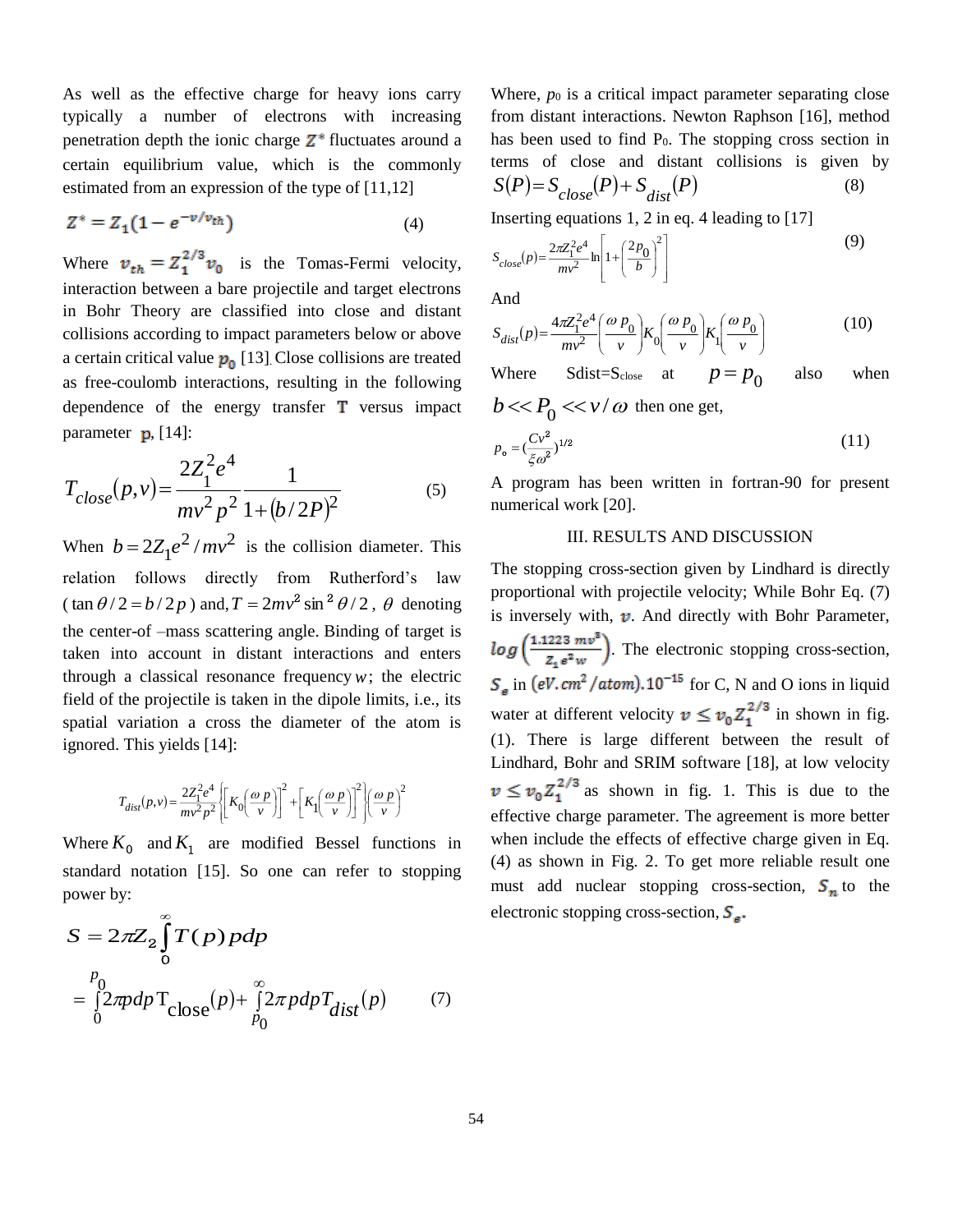As well as the effective charge for heavy ions carry typically a number of electrons with increasing penetration depth the ionic charge $Z^*$ fluctuates around a certain equilibrium value, which is the commonly estimated from an expression of the type of [11,12]

$$Z^* = Z_1(1 - e^{-v/v_{th}}) \tag{4}$$

Where $v_{th} = Z_1^{2/3} v_0$ is the Tomas-Fermi velocity, interaction between a bare projectile and target electrons in Bohr Theory are classified into close and distant collisions according to impact parameters below or above a certain critical value $p_0$ [13]. Close collisions are treated as free-coulomb interactions, resulting in the following dependence of the energy transfer $T$ versus impact parameter $p$, [14]:

$$T_{close}(p,v) = \frac{2Z_1^2 e^4}{mv^2 p^2} \frac{1}{1+(b/2P)^2} \tag{5}$$

When $b = 2Z_1 e^2 / mv^2$ is the collision diameter. This relation follows directly from Rutherford's law ($\tan\theta/2 = b/2p$) and, $T = 2mv^2 \sin^2\theta/2$, $\theta$ denoting the center-of –mass scattering angle. Binding of target is taken into account in distant interactions and enters through a classical resonance frequency $w$; the electric field of the projectile is taken in the dipole limits, i.e., its spatial variation a cross the diameter of the atom is ignored. This yields [14]:

$$T_{dist}(p,v) = \frac{2Z_1^2 e^4}{mv^2 p^2} \left\{ \left[ K_0\left(\frac{\omega p}{v}\right) \right]^2 + \left[ K_1\left(\frac{\omega p}{v}\right) \right]^2 \right\} \left(\frac{\omega p}{v}\right)^2$$

Where $K_0$ and $K_1$ are modified Bessel functions in standard notation [15]. So one can refer to stopping power by:

$$S = 2\pi Z_2 \int_0^\infty T(p) p dp$$

$$= \int_0^{p_0} 2\pi p dp \, T_{close}(p) + \int_{p_0}^{\infty} 2\pi p dp T_{dist}(p) \tag{7}$$

Where, $p_0$ is a critical impact parameter separating close from distant interactions. Newton Raphson [16], method has been used to find $P_0$. The stopping cross section in terms of close and distant collisions is given by

$$S(P) = S_{close}(P) + S_{dist}(P) \tag{8}$$

Inserting equations 1, 2 in eq. 4 leading to [17]

$$S_{close}(p) = \frac{2\pi Z_1^2 e^4}{mv^2} \ln\left[1 + \left(\frac{2p_0}{b}\right)^2\right] \tag{9}$$

And

$$S_{dist}(p) = \frac{4\pi Z_1^2 e^4}{mv^2} \left(\frac{\omega p_0}{v}\right) K_0\left(\frac{\omega p_0}{v}\right) K_1\left(\frac{\omega p_0}{v}\right) \tag{10}$$

Where Sdist=Sclose at $p = p_0$ also when $b << P_0 << v/\omega$ then one get,

$$p_o = \left(\frac{Cv^2}{\xi \omega^2}\right)^{1/2} \tag{11}$$

A program has been written in fortran-90 for present numerical work [20].

## III. RESULTS AND DISCUSSION

The stopping cross-section given by Lindhard is directly proportional with projectile velocity; While Bohr Eq. (7) is inversely with, $v$. And directly with Bohr Parameter, $\log\left(\frac{1.1223\, mv^3}{Z_1 e^2 w}\right)$. The electronic stopping cross-section, $S_e$ in $(eV.cm^2/atom).10^{-15}$ for C, N and O ions in liquid water at different velocity $v \le v_0 Z_1^{2/3}$ in shown in fig. (1). There is large different between the result of Lindhard, Bohr and SRIM software [18], at low velocity $v \le v_0 Z_1^{2/3}$ as shown in fig. 1. This is due to the effective charge parameter. The agreement is more better when include the effects of effective charge given in Eq. (4) as shown in Fig. 2. To get more reliable result one must add nuclear stopping cross-section, $S_n$ to the electronic stopping cross-section, $S_e$.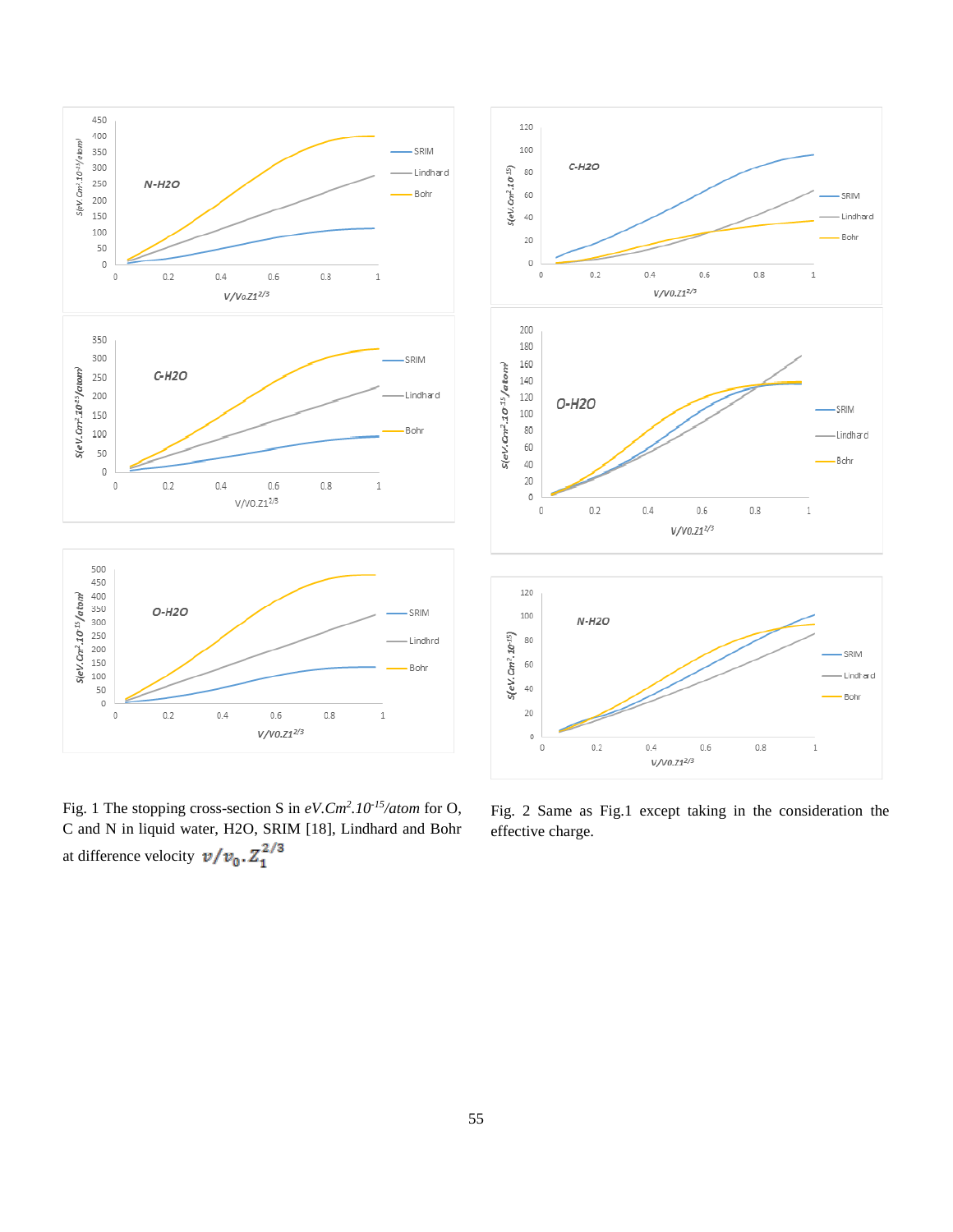Fig. 1 The stopping cross-section S in $eV.Cm^2.10^{-15}/atom$ for O, C and N in liquid water, H2O, SRIM [18], Lindhard and Bohr at difference velocity $v/v_0.Z_1^{2/3}$

Fig. 2 Same as Fig.1 except taking in the consideration the effective charge.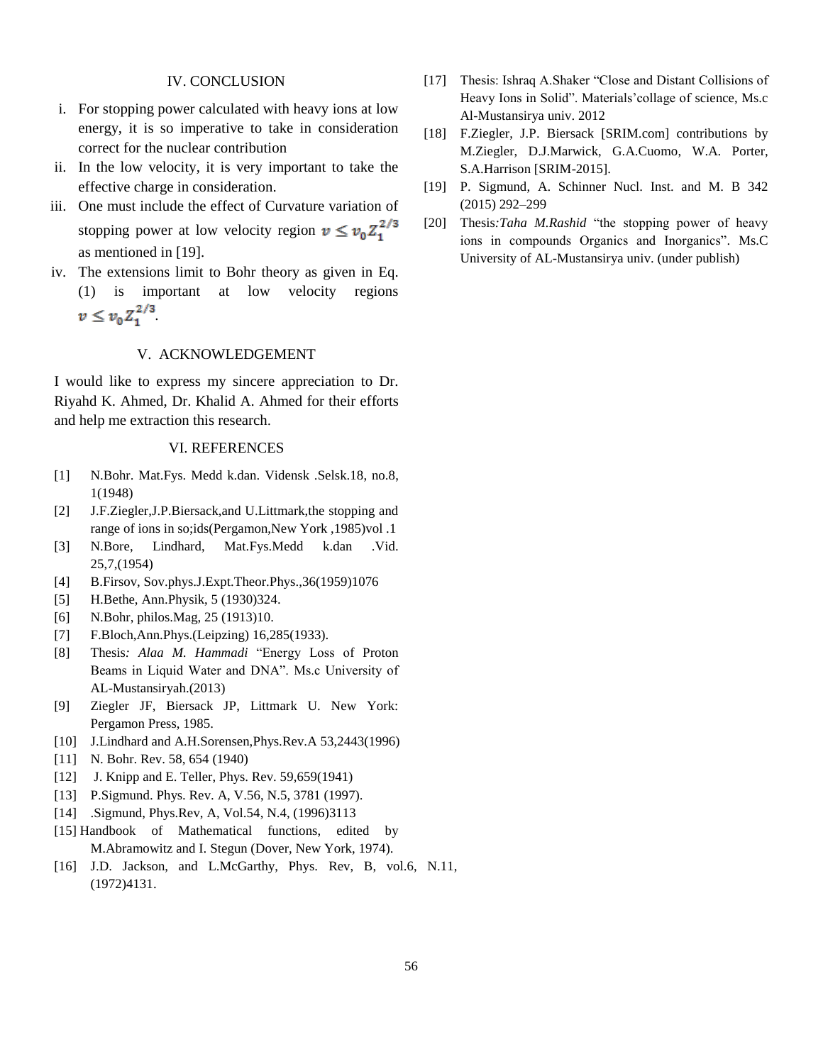## IV. CONCLUSION

i. For stopping power calculated with heavy ions at low energy, it is so imperative to take in consideration correct for the nuclear contribution
ii. In the low velocity, it is very important to take the effective charge in consideration.
iii. One must include the effect of Curvature variation of stopping power at low velocity region $v \leq v_0 Z_1^{2/3}$ as mentioned in [19].
iv. The extensions limit to Bohr theory as given in Eq. (1) is important at low velocity regions $v \leq v_0 Z_1^{2/3}$.

## V. ACKNOWLEDGEMENT

I would like to express my sincere appreciation to Dr. Riyahd K. Ahmed, Dr. Khalid A. Ahmed for their efforts and help me extraction this research.

## VI. REFERENCES

[1] N.Bohr. Mat.Fys. Medd k.dan. Vidensk .Selsk.18, no.8, 1(1948)

[2] J.F.Ziegler,J.P.Biersack,and U.Littmark,the stopping and range of ions in so;ids(Pergamon,New York ,1985)vol .1

[3] N.Bore, Lindhard, Mat.Fys.Medd k.dan .Vid. 25,7,(1954)

[4] B.Firsov, Sov.phys.J.Expt.Theor.Phys.,36(1959)1076

[5] H.Bethe, Ann.Physik, 5 (1930)324.

[6] N.Bohr, philos.Mag, 25 (1913)10.

[7] F.Bloch,Ann.Phys.(Leipzing) 16,285(1933).

[8] Thesis*: Alaa M. Hammadi* "Energy Loss of Proton Beams in Liquid Water and DNA". Ms.c University of AL-Mustansiryah.(2013)

[9] Ziegler JF, Biersack JP, Littmark U. New York: Pergamon Press, 1985.

[10] J.Lindhard and A.H.Sorensen,Phys.Rev.A 53,2443(1996)

[11] N. Bohr. Rev. 58, 654 (1940)

[12] J. Knipp and E. Teller, Phys. Rev. 59,659(1941)

[13] P.Sigmund. Phys. Rev. A, V.56, N.5, 3781 (1997).

[14] .Sigmund, Phys.Rev, A, Vol.54, N.4, (1996)3113

[15] Handbook of Mathematical functions, edited by M.Abramowitz and I. Stegun (Dover, New York, 1974).

[16] J.D. Jackson, and L.McGarthy, Phys. Rev, B, vol.6, N.11, (1972)4131.

[17] Thesis: Ishraq A.Shaker "Close and Distant Collisions of Heavy Ions in Solid". Materials'collage of science, Ms.c Al-Mustansirya univ. 2012

[18] F.Ziegler, J.P. Biersack [SRIM.com] contributions by M.Ziegler, D.J.Marwick, G.A.Cuomo, W.A. Porter, S.A.Harrison [SRIM-2015].

[19] P. Sigmund, A. Schinner Nucl. Inst. and M. B 342 (2015) 292–299

[20] Thesis*:Taha M.Rashid* "the stopping power of heavy ions in compounds Organics and Inorganics". Ms.C University of AL-Mustansirya univ. (under publish)